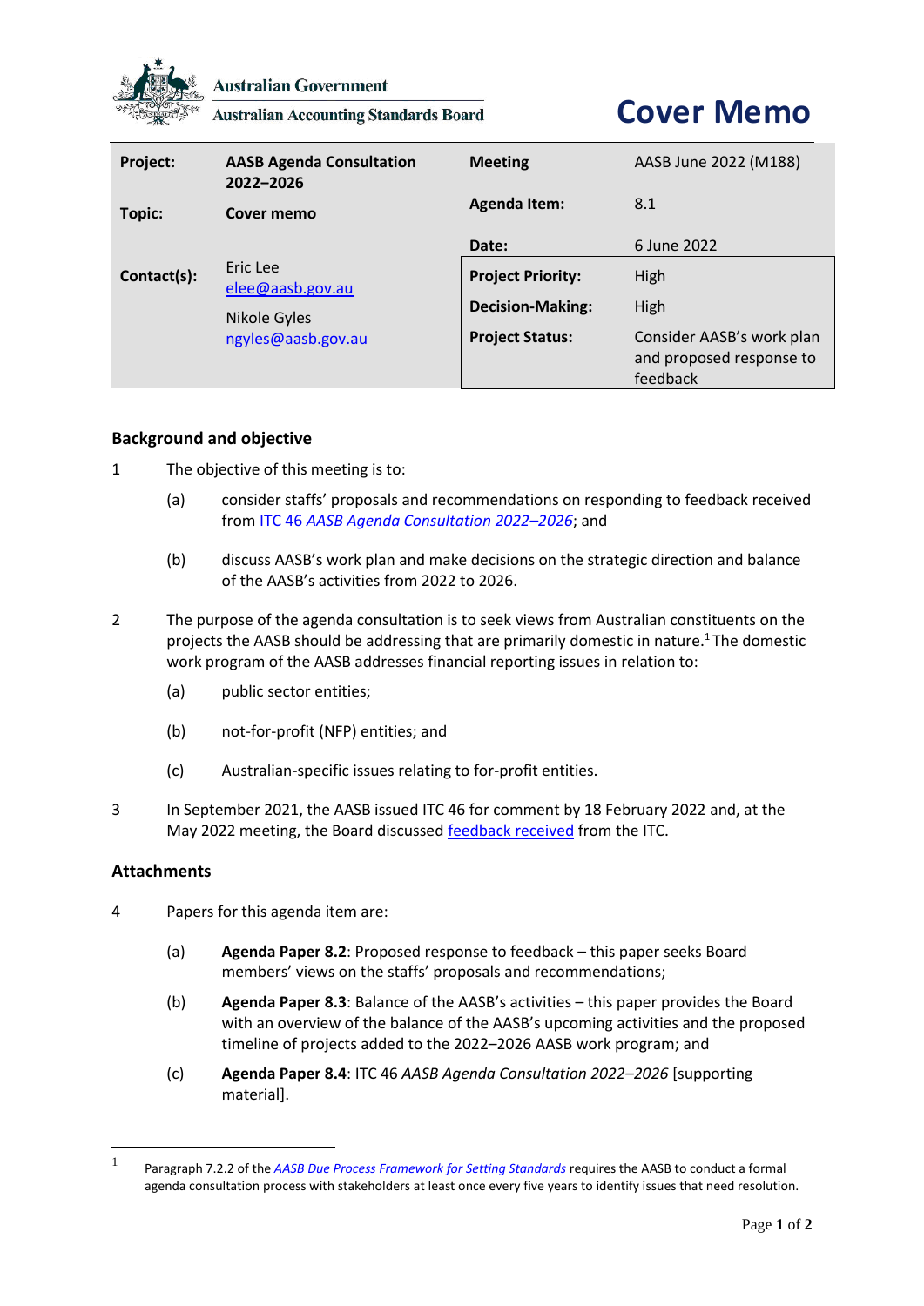Australian Government

Australian Accounting Standards Board

# Cover Memo

| | | | |
|---|---|---|---|
| **Project:** | **AASB Agenda Consultation 2022–2026** | **Meeting** | AASB June 2022 (M188) |
| **Topic:** | **Cover memo** | **Agenda Item:** | 8.1 |
| | | **Date:** | 6 June 2022 |
| **Contact(s):** | Eric Lee<br>elee@aasb.gov.au<br>Nikole Gyles<br>ngyles@aasb.gov.au | **Project Priority:** | High |
| | | **Decision-Making:** | High |
| | | **Project Status:** | Consider AASB's work plan and proposed response to feedback |

## Background and objective

1 The objective of this meeting is to:

(a) consider staffs' proposals and recommendations on responding to feedback received from ITC 46 *AASB Agenda Consultation 2022–2026*; and

(b) discuss AASB's work plan and make decisions on the strategic direction and balance of the AASB's activities from 2022 to 2026.

2 The purpose of the agenda consultation is to seek views from Australian constituents on the projects the AASB should be addressing that are primarily domestic in nature.[1] The domestic work program of the AASB addresses financial reporting issues in relation to:

(a) public sector entities;

(b) not-for-profit (NFP) entities; and

(c) Australian-specific issues relating to for-profit entities.

3 In September 2021, the AASB issued ITC 46 for comment by 18 February 2022 and, at the May 2022 meeting, the Board discussed feedback received from the ITC.

## Attachments

4 Papers for this agenda item are:

(a) **Agenda Paper 8.2**: Proposed response to feedback – this paper seeks Board members' views on the staffs' proposals and recommendations;

(b) **Agenda Paper 8.3**: Balance of the AASB's activities – this paper provides the Board with an overview of the balance of the AASB's upcoming activities and the proposed timeline of projects added to the 2022–2026 AASB work program; and

(c) **Agenda Paper 8.4**: ITC 46 *AASB Agenda Consultation 2022–2026* [supporting material].

---

[1] Paragraph 7.2.2 of the *AASB Due Process Framework for Setting Standards* requires the AASB to conduct a formal agenda consultation process with stakeholders at least once every five years to identify issues that need resolution.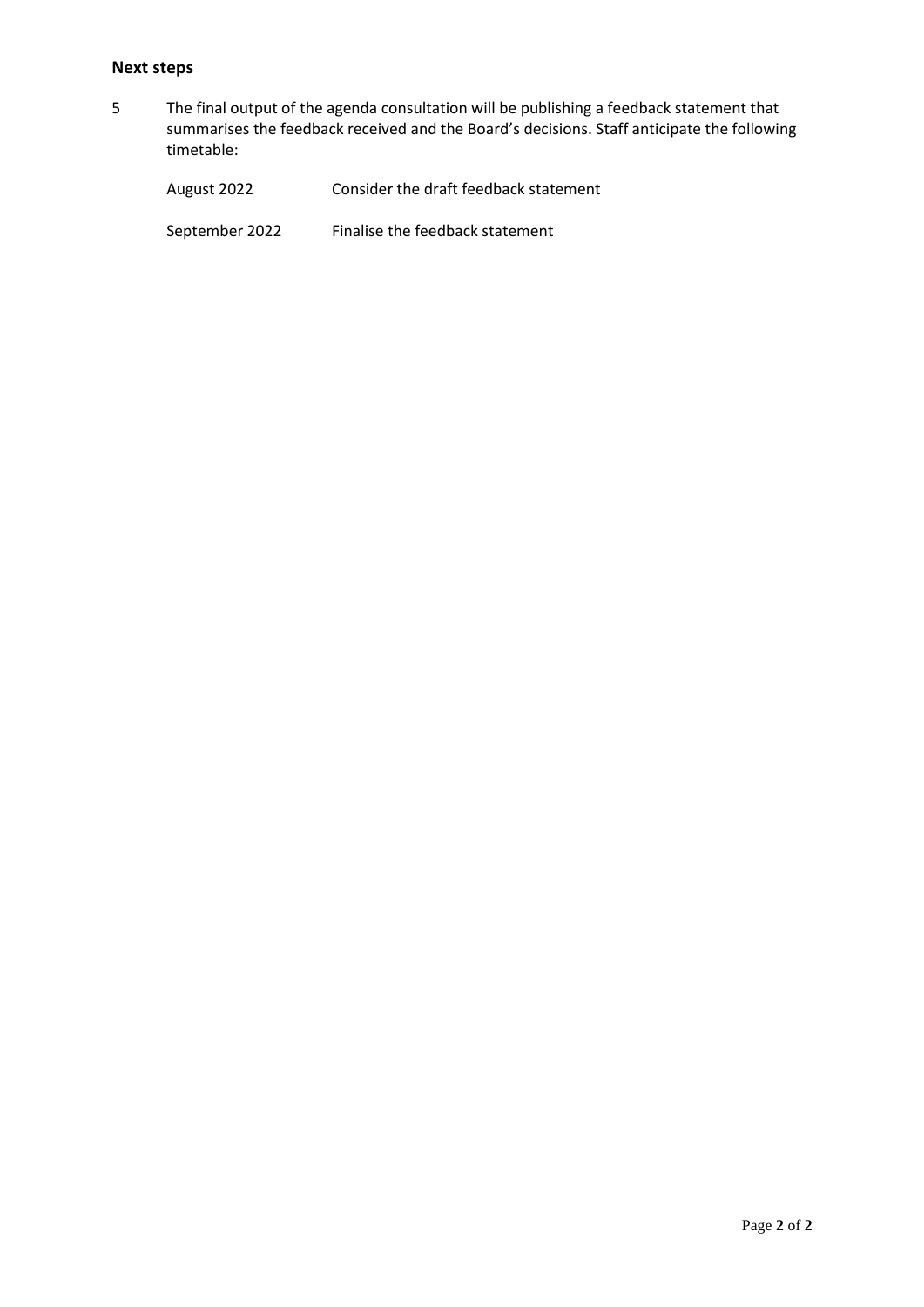## Next steps

5 The final output of the agenda consultation will be publishing a feedback statement that summarises the feedback received and the Board's decisions. Staff anticipate the following timetable:

| | |
|---|---|
| August 2022 | Consider the draft feedback statement |
| September 2022 | Finalise the feedback statement |